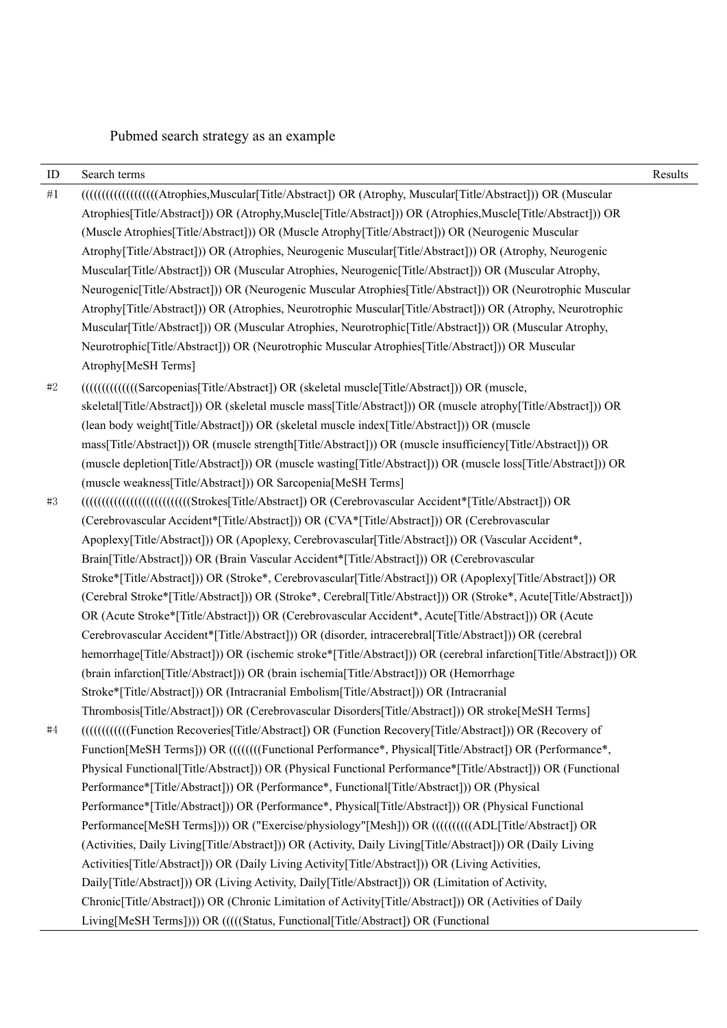Pubmed search strategy as an example

| ID | Search terms | Results |
|---|---|---|
| #1 | (((((((((((((((((((Atrophies,Muscular[Title/Abstract]) OR (Atrophy, Muscular[Title/Abstract])) OR (Muscular Atrophies[Title/Abstract])) OR (Atrophy,Muscle[Title/Abstract])) OR (Atrophies,Muscle[Title/Abstract])) OR (Muscle Atrophies[Title/Abstract])) OR (Muscle Atrophy[Title/Abstract])) OR (Neurogenic Muscular Atrophy[Title/Abstract])) OR (Atrophies, Neurogenic Muscular[Title/Abstract])) OR (Atrophy, Neurogenic Muscular[Title/Abstract])) OR (Muscular Atrophies, Neurogenic[Title/Abstract])) OR (Muscular Atrophy, Neurogenic[Title/Abstract])) OR (Neurogenic Muscular Atrophies[Title/Abstract])) OR (Neurotrophic Muscular Atrophy[Title/Abstract])) OR (Atrophies, Neurotrophic Muscular[Title/Abstract])) OR (Atrophy, Neurotrophic Muscular[Title/Abstract])) OR (Muscular Atrophies, Neurotrophic[Title/Abstract])) OR (Muscular Atrophy, Neurotrophic[Title/Abstract])) OR (Neurotrophic Muscular Atrophies[Title/Abstract])) OR Muscular Atrophy[MeSH Terms] | |
| #2 | ((((((((((((((Sarcopenias[Title/Abstract]) OR (skeletal muscle[Title/Abstract])) OR (muscle, skeletal[Title/Abstract])) OR (skeletal muscle mass[Title/Abstract])) OR (muscle atrophy[Title/Abstract])) OR (lean body weight[Title/Abstract])) OR (skeletal muscle index[Title/Abstract])) OR (muscle mass[Title/Abstract])) OR (muscle strength[Title/Abstract])) OR (muscle insufficiency[Title/Abstract])) OR (muscle depletion[Title/Abstract])) OR (muscle wasting[Title/Abstract])) OR (muscle loss[Title/Abstract])) OR (muscle weakness[Title/Abstract])) OR Sarcopenia[MeSH Terms] | |
| #3 | ((((((((((((((((((((((((((Strokes[Title/Abstract]) OR (Cerebrovascular Accident*[Title/Abstract])) OR (Cerebrovascular Accident*[Title/Abstract])) OR (CVA*[Title/Abstract])) OR (Cerebrovascular Apoplexy[Title/Abstract])) OR (Apoplexy, Cerebrovascular[Title/Abstract])) OR (Vascular Accident*, Brain[Title/Abstract])) OR (Brain Vascular Accident*[Title/Abstract])) OR (Cerebrovascular Stroke*[Title/Abstract])) OR (Stroke*, Cerebrovascular[Title/Abstract])) OR (Apoplexy[Title/Abstract])) OR (Cerebral Stroke*[Title/Abstract])) OR (Stroke*, Cerebral[Title/Abstract])) OR (Stroke*, Acute[Title/Abstract])) OR (Acute Stroke*[Title/Abstract])) OR (Cerebrovascular Accident*, Acute[Title/Abstract])) OR (Acute Cerebrovascular Accident*[Title/Abstract])) OR (disorder, intracerebral[Title/Abstract])) OR (cerebral hemorrhage[Title/Abstract])) OR (ischemic stroke*[Title/Abstract])) OR (cerebral infarction[Title/Abstract])) OR (brain infarction[Title/Abstract])) OR (brain ischemia[Title/Abstract])) OR (Hemorrhage Stroke*[Title/Abstract])) OR (Intracranial Embolism[Title/Abstract])) OR (Intracranial Thrombosis[Title/Abstract])) OR (Cerebrovascular Disorders[Title/Abstract])) OR stroke[MeSH Terms] | |
| #4 | ((((((((((((Function Recoveries[Title/Abstract]) OR (Function Recovery[Title/Abstract])) OR (Recovery of Function[MeSH Terms])) OR ((((((((Functional Performance*, Physical[Title/Abstract]) OR (Performance*, Physical Functional[Title/Abstract])) OR (Physical Functional Performance*[Title/Abstract])) OR (Functional Performance*[Title/Abstract])) OR (Performance*, Functional[Title/Abstract])) OR (Physical Performance*[Title/Abstract])) OR (Performance*, Physical[Title/Abstract])) OR (Physical Functional Performance[MeSH Terms]))) OR ("Exercise/physiology"[Mesh])) OR ((((((((((ADL[Title/Abstract]) OR (Activities, Daily Living[Title/Abstract])) OR (Activity, Daily Living[Title/Abstract])) OR (Daily Living Activities[Title/Abstract])) OR (Daily Living Activity[Title/Abstract])) OR (Living Activities, Daily[Title/Abstract])) OR (Living Activity, Daily[Title/Abstract])) OR (Limitation of Activity, Chronic[Title/Abstract])) OR (Chronic Limitation of Activity[Title/Abstract])) OR (Activities of Daily Living[MeSH Terms]))) OR (((((Status, Functional[Title/Abstract]) OR (Functional | |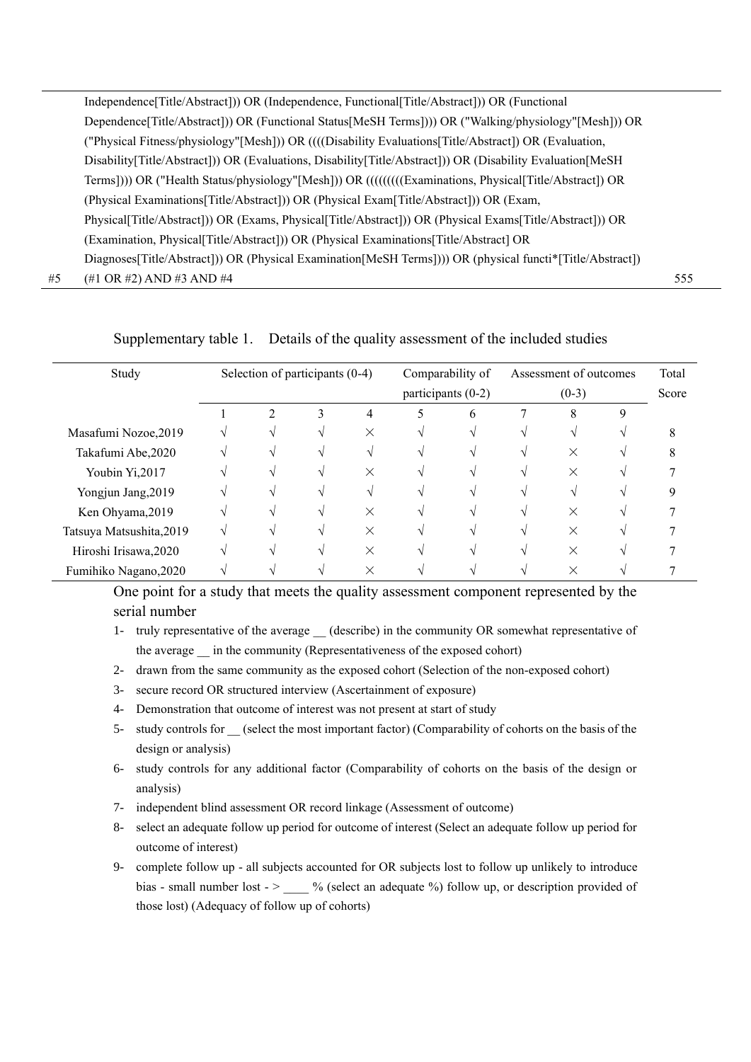| | | |
|---|---|---|
| | Independence[Title/Abstract])) OR (Independence, Functional[Title/Abstract])) OR (Functional Dependence[Title/Abstract])) OR (Functional Status[MeSH Terms]))) OR ("Walking/physiology"[Mesh])) OR ("Physical Fitness/physiology"[Mesh])) OR ((((Disability Evaluations[Title/Abstract]) OR (Evaluation, Disability[Title/Abstract])) OR (Evaluations, Disability[Title/Abstract])) OR (Disability Evaluation[MeSH Terms]))) OR ("Health Status/physiology"[Mesh])) OR (((((((((Examinations, Physical[Title/Abstract]) OR (Physical Examinations[Title/Abstract])) OR (Physical Exam[Title/Abstract])) OR (Exam, Physical[Title/Abstract])) OR (Exams, Physical[Title/Abstract])) OR (Physical Exams[Title/Abstract])) OR (Examination, Physical[Title/Abstract])) OR (Physical Examinations[Title/Abstract] OR Diagnoses[Title/Abstract])) OR (Physical Examination[MeSH Terms]))) OR (physical functi*[Title/Abstract]) | |
| #5 | (#1 OR #2) AND #3 AND #4 | 555 |

Supplementary table 1. Details of the quality assessment of the included studies

| Study | Selection of participants (0-4) | | | | Comparability of participants (0-2) | | Assessment of outcomes (0-3) | | | Total Score |
|---|---|---|---|---|---|---|---|---|---|---|
| | 1 | 2 | 3 | 4 | 5 | 6 | 7 | 8 | 9 | |
| Masafumi Nozoe,2019 | √ | √ | √ | × | √ | √ | √ | √ | √ | 8 |
| Takafumi Abe,2020 | √ | √ | √ | √ | √ | √ | √ | × | √ | 8 |
| Youbin Yi,2017 | √ | √ | √ | × | √ | √ | √ | × | √ | 7 |
| Yongjun Jang,2019 | √ | √ | √ | √ | √ | √ | √ | √ | √ | 9 |
| Ken Ohyama,2019 | √ | √ | √ | × | √ | √ | √ | × | √ | 7 |
| Tatsuya Matsushita,2019 | √ | √ | √ | × | √ | √ | √ | × | √ | 7 |
| Hiroshi Irisawa,2020 | √ | √ | √ | × | √ | √ | √ | × | √ | 7 |
| Fumihiko Nagano,2020 | √ | √ | √ | × | √ | √ | √ | × | √ | 7 |

One point for a study that meets the quality assessment component represented by the serial number

1- truly representative of the average __ (describe) in the community OR somewhat representative of the average __ in the community (Representativeness of the exposed cohort)
2- drawn from the same community as the exposed cohort (Selection of the non-exposed cohort)
3- secure record OR structured interview (Ascertainment of exposure)
4- Demonstration that outcome of interest was not present at start of study
5- study controls for __ (select the most important factor) (Comparability of cohorts on the basis of the design or analysis)
6- study controls for any additional factor (Comparability of cohorts on the basis of the design or analysis)
7- independent blind assessment OR record linkage (Assessment of outcome)
8- select an adequate follow up period for outcome of interest (Select an adequate follow up period for outcome of interest)
9- complete follow up - all subjects accounted for OR subjects lost to follow up unlikely to introduce bias - small number lost - > ____ % (select an adequate %) follow up, or description provided of those lost) (Adequacy of follow up of cohorts)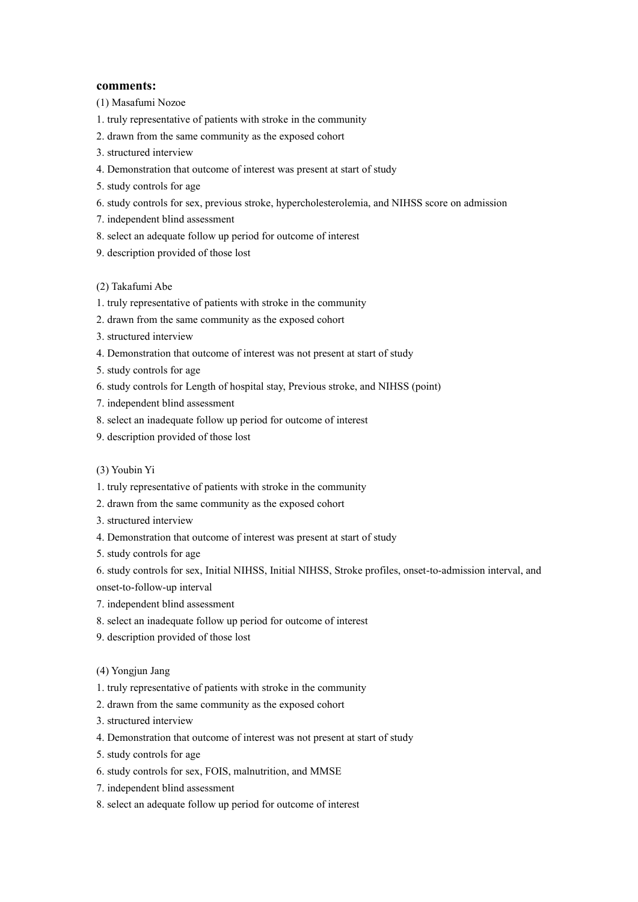**comments:**

(1) Masafumi Nozoe

1. truly representative of patients with stroke in the community
2. drawn from the same community as the exposed cohort
3. structured interview
4. Demonstration that outcome of interest was present at start of study
5. study controls for age
6. study controls for sex, previous stroke, hypercholesterolemia, and NIHSS score on admission
7. independent blind assessment
8. select an adequate follow up period for outcome of interest
9. description provided of those lost

(2) Takafumi Abe

1. truly representative of patients with stroke in the community
2. drawn from the same community as the exposed cohort
3. structured interview
4. Demonstration that outcome of interest was not present at start of study
5. study controls for age
6. study controls for Length of hospital stay, Previous stroke, and NIHSS (point)
7. independent blind assessment
8. select an inadequate follow up period for outcome of interest
9. description provided of those lost

(3) Youbin Yi

1. truly representative of patients with stroke in the community
2. drawn from the same community as the exposed cohort
3. structured interview
4. Demonstration that outcome of interest was present at start of study
5. study controls for age
6. study controls for sex, Initial NIHSS, Initial NIHSS, Stroke profiles, onset-to-admission interval, and onset-to-follow-up interval
7. independent blind assessment
8. select an inadequate follow up period for outcome of interest
9. description provided of those lost

(4) Yongjun Jang

1. truly representative of patients with stroke in the community
2. drawn from the same community as the exposed cohort
3. structured interview
4. Demonstration that outcome of interest was not present at start of study
5. study controls for age
6. study controls for sex, FOIS, malnutrition, and MMSE
7. independent blind assessment
8. select an adequate follow up period for outcome of interest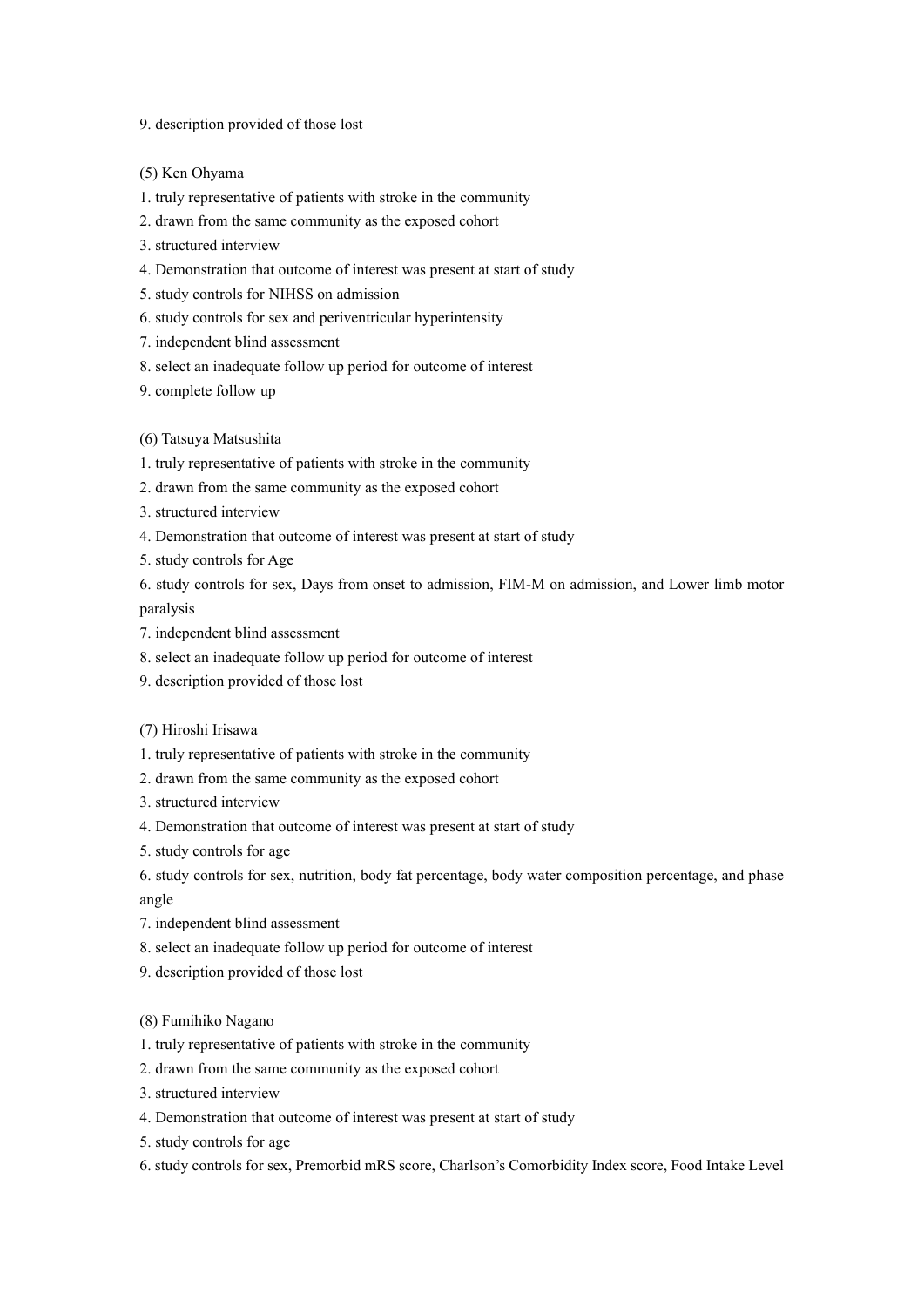9. description provided of those lost

(5) Ken Ohyama

1. truly representative of patients with stroke in the community
2. drawn from the same community as the exposed cohort
3. structured interview
4. Demonstration that outcome of interest was present at start of study
5. study controls for NIHSS on admission
6. study controls for sex and periventricular hyperintensity
7. independent blind assessment
8. select an inadequate follow up period for outcome of interest
9. complete follow up

(6) Tatsuya Matsushita

1. truly representative of patients with stroke in the community
2. drawn from the same community as the exposed cohort
3. structured interview
4. Demonstration that outcome of interest was present at start of study
5. study controls for Age
6. study controls for sex, Days from onset to admission, FIM-M on admission, and Lower limb motor paralysis
7. independent blind assessment
8. select an inadequate follow up period for outcome of interest
9. description provided of those lost

(7) Hiroshi Irisawa

1. truly representative of patients with stroke in the community
2. drawn from the same community as the exposed cohort
3. structured interview
4. Demonstration that outcome of interest was present at start of study
5. study controls for age
6. study controls for sex, nutrition, body fat percentage, body water composition percentage, and phase angle
7. independent blind assessment
8. select an inadequate follow up period for outcome of interest
9. description provided of those lost

(8) Fumihiko Nagano

1. truly representative of patients with stroke in the community
2. drawn from the same community as the exposed cohort
3. structured interview
4. Demonstration that outcome of interest was present at start of study
5. study controls for age
6. study controls for sex, Premorbid mRS score, Charlson's Comorbidity Index score, Food Intake Level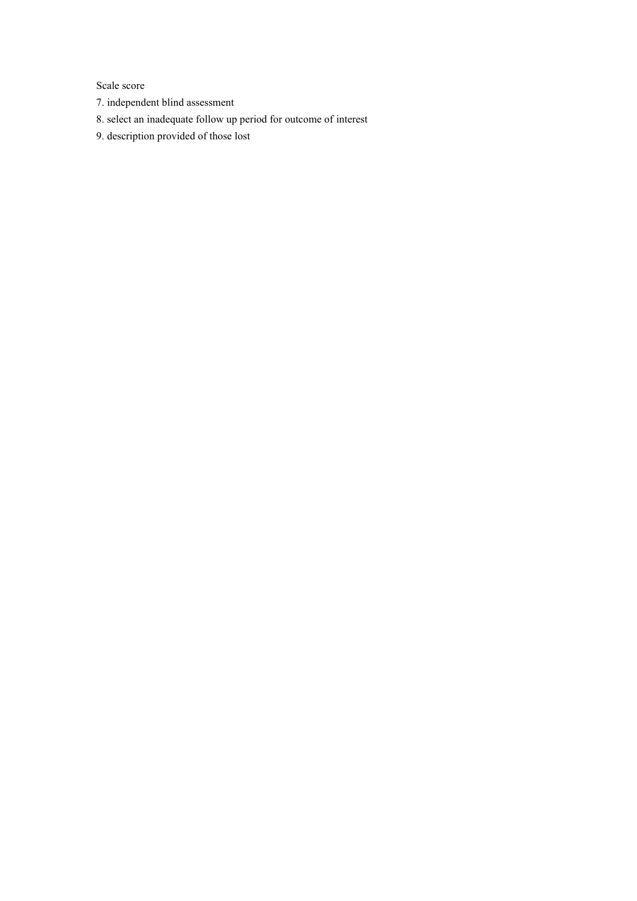Scale score

7. independent blind assessment
8. select an inadequate follow up period for outcome of interest
9. description provided of those lost